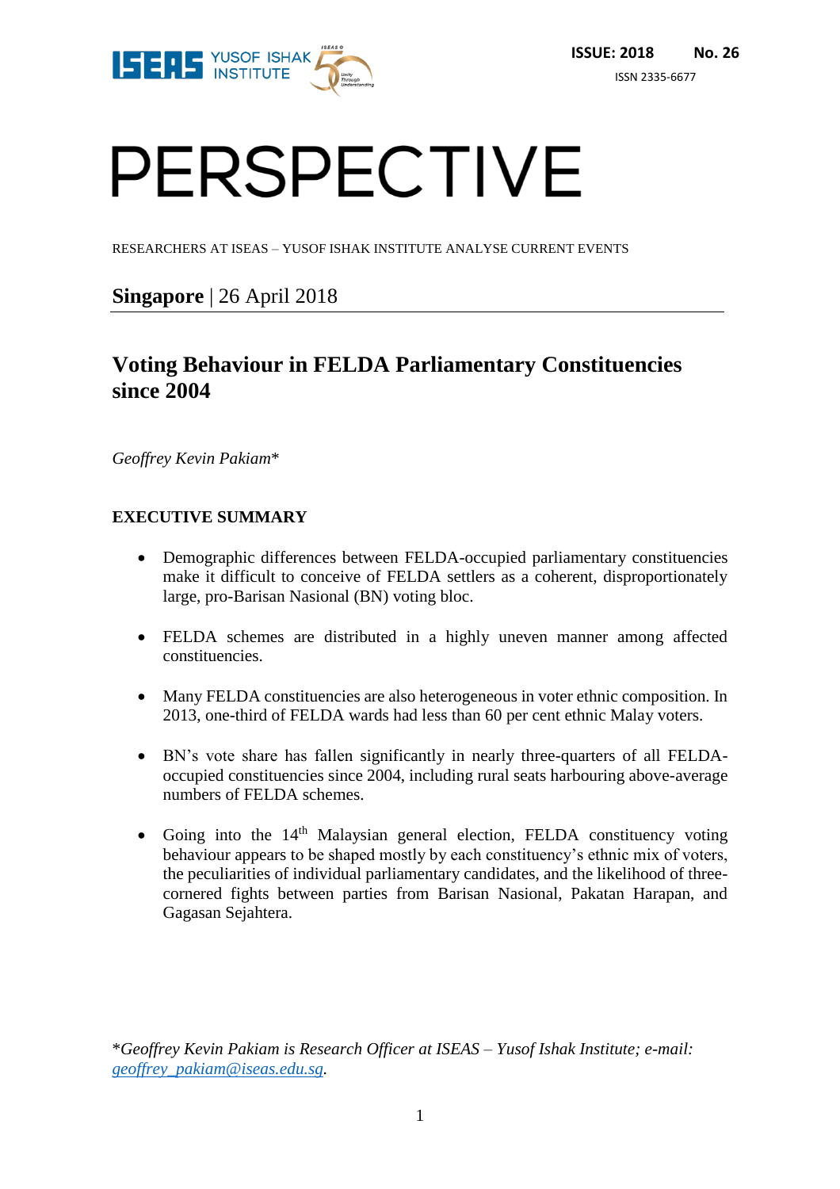ISSUE: 2018 No. 26

ISSN 2335-6677

# PERSPECTIVE

RESEARCHERS AT ISEAS – YUSOF ISHAK INSTITUTE ANALYSE CURRENT EVENTS

**Singapore** | 26 April 2018

## Voting Behaviour in FELDA Parliamentary Constituencies since 2004

*Geoffrey Kevin Pakiam**

### EXECUTIVE SUMMARY

- Demographic differences between FELDA-occupied parliamentary constituencies make it difficult to conceive of FELDA settlers as a coherent, disproportionately large, pro-Barisan Nasional (BN) voting bloc.
- FELDA schemes are distributed in a highly uneven manner among affected constituencies.
- Many FELDA constituencies are also heterogeneous in voter ethnic composition. In 2013, one-third of FELDA wards had less than 60 per cent ethnic Malay voters.
- BN's vote share has fallen significantly in nearly three-quarters of all FELDA-occupied constituencies since 2004, including rural seats harbouring above-average numbers of FELDA schemes.
- Going into the 14th Malaysian general election, FELDA constituency voting behaviour appears to be shaped mostly by each constituency's ethnic mix of voters, the peculiarities of individual parliamentary candidates, and the likelihood of three-cornered fights between parties from Barisan Nasional, Pakatan Harapan, and Gagasan Sejahtera.

*\*Geoffrey Kevin Pakiam is Research Officer at ISEAS – Yusof Ishak Institute; e-mail: geoffrey_pakiam@iseas.edu.sg.*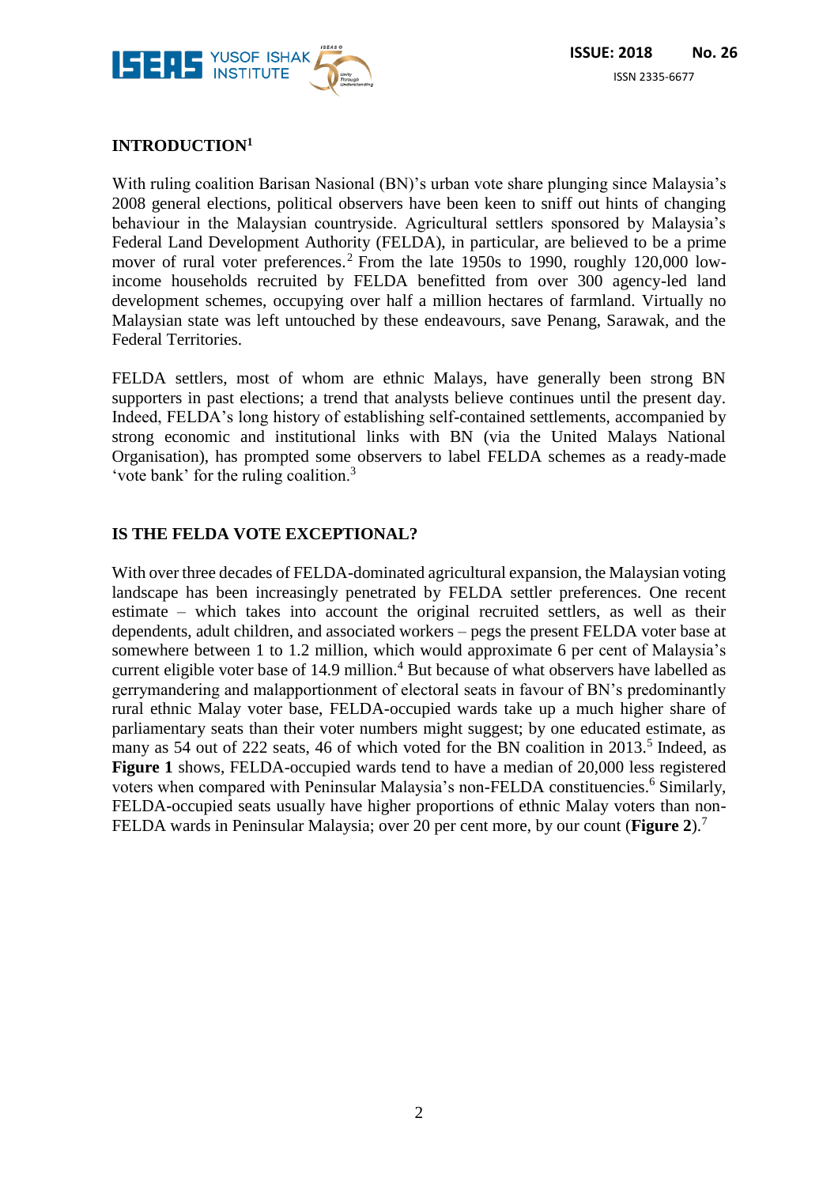## INTRODUCTION[1]

With ruling coalition Barisan Nasional (BN)'s urban vote share plunging since Malaysia's 2008 general elections, political observers have been keen to sniff out hints of changing behaviour in the Malaysian countryside. Agricultural settlers sponsored by Malaysia's Federal Land Development Authority (FELDA), in particular, are believed to be a prime mover of rural voter preferences.[2] From the late 1950s to 1990, roughly 120,000 low-income households recruited by FELDA benefitted from over 300 agency-led land development schemes, occupying over half a million hectares of farmland. Virtually no Malaysian state was left untouched by these endeavours, save Penang, Sarawak, and the Federal Territories.

FELDA settlers, most of whom are ethnic Malays, have generally been strong BN supporters in past elections; a trend that analysts believe continues until the present day. Indeed, FELDA's long history of establishing self-contained settlements, accompanied by strong economic and institutional links with BN (via the United Malays National Organisation), has prompted some observers to label FELDA schemes as a ready-made 'vote bank' for the ruling coalition.[3]

## IS THE FELDA VOTE EXCEPTIONAL?

With over three decades of FELDA-dominated agricultural expansion, the Malaysian voting landscape has been increasingly penetrated by FELDA settler preferences. One recent estimate – which takes into account the original recruited settlers, as well as their dependents, adult children, and associated workers – pegs the present FELDA voter base at somewhere between 1 to 1.2 million, which would approximate 6 per cent of Malaysia's current eligible voter base of 14.9 million.[4] But because of what observers have labelled as gerrymandering and malapportionment of electoral seats in favour of BN's predominantly rural ethnic Malay voter base, FELDA-occupied wards take up a much higher share of parliamentary seats than their voter numbers might suggest; by one educated estimate, as many as 54 out of 222 seats, 46 of which voted for the BN coalition in 2013.[5] Indeed, as **Figure 1** shows, FELDA-occupied wards tend to have a median of 20,000 less registered voters when compared with Peninsular Malaysia's non-FELDA constituencies.[6] Similarly, FELDA-occupied seats usually have higher proportions of ethnic Malay voters than non-FELDA wards in Peninsular Malaysia; over 20 per cent more, by our count (**Figure 2**).[7]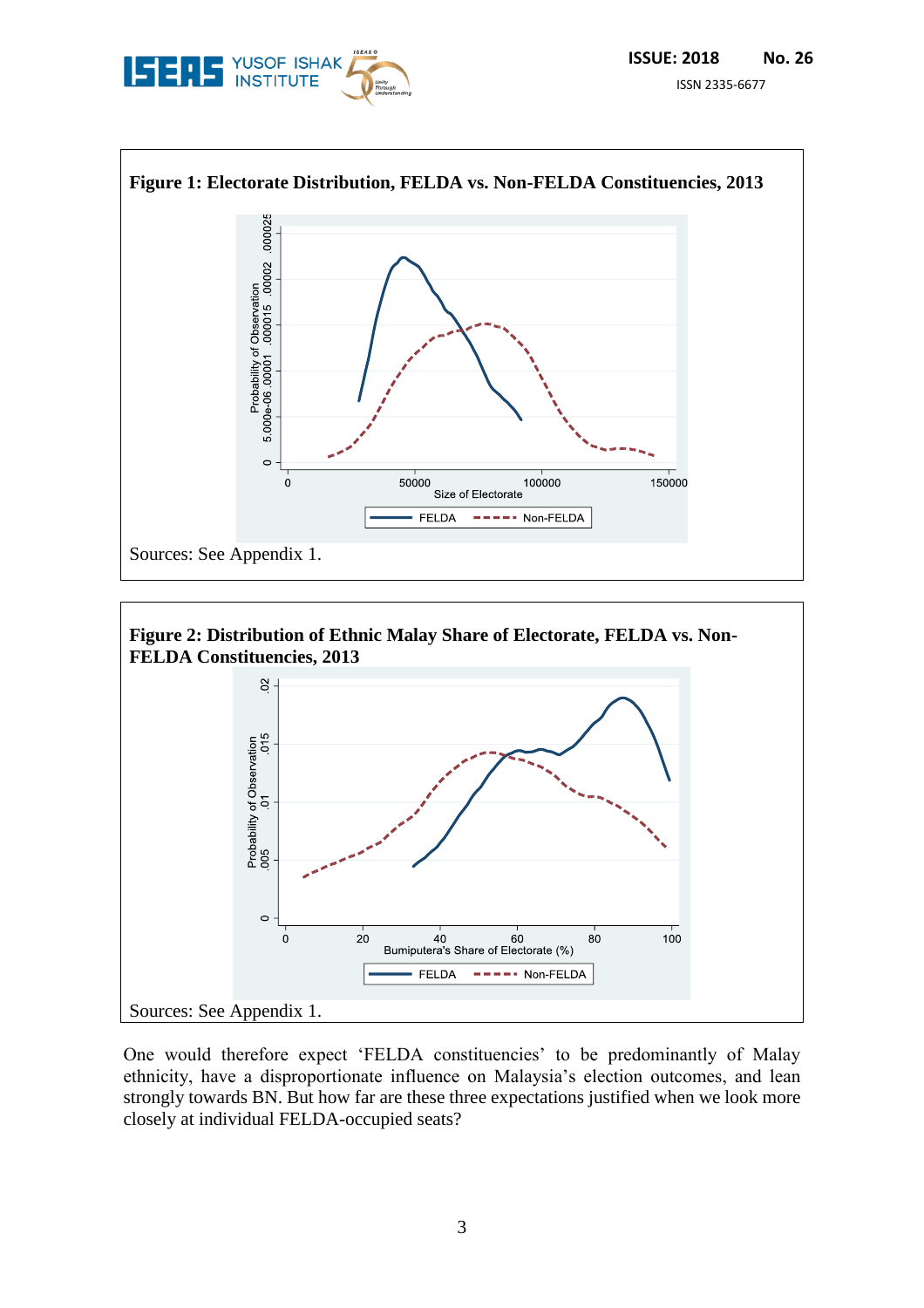**Figure 1: Electorate Distribution, FELDA vs. Non-FELDA Constituencies, 2013**

Sources: See Appendix 1.

**Figure 2: Distribution of Ethnic Malay Share of Electorate, FELDA vs. Non-FELDA Constituencies, 2013**

Sources: See Appendix 1.

One would therefore expect 'FELDA constituencies' to be predominantly of Malay ethnicity, have a disproportionate influence on Malaysia's election outcomes, and lean strongly towards BN. But how far are these three expectations justified when we look more closely at individual FELDA-occupied seats?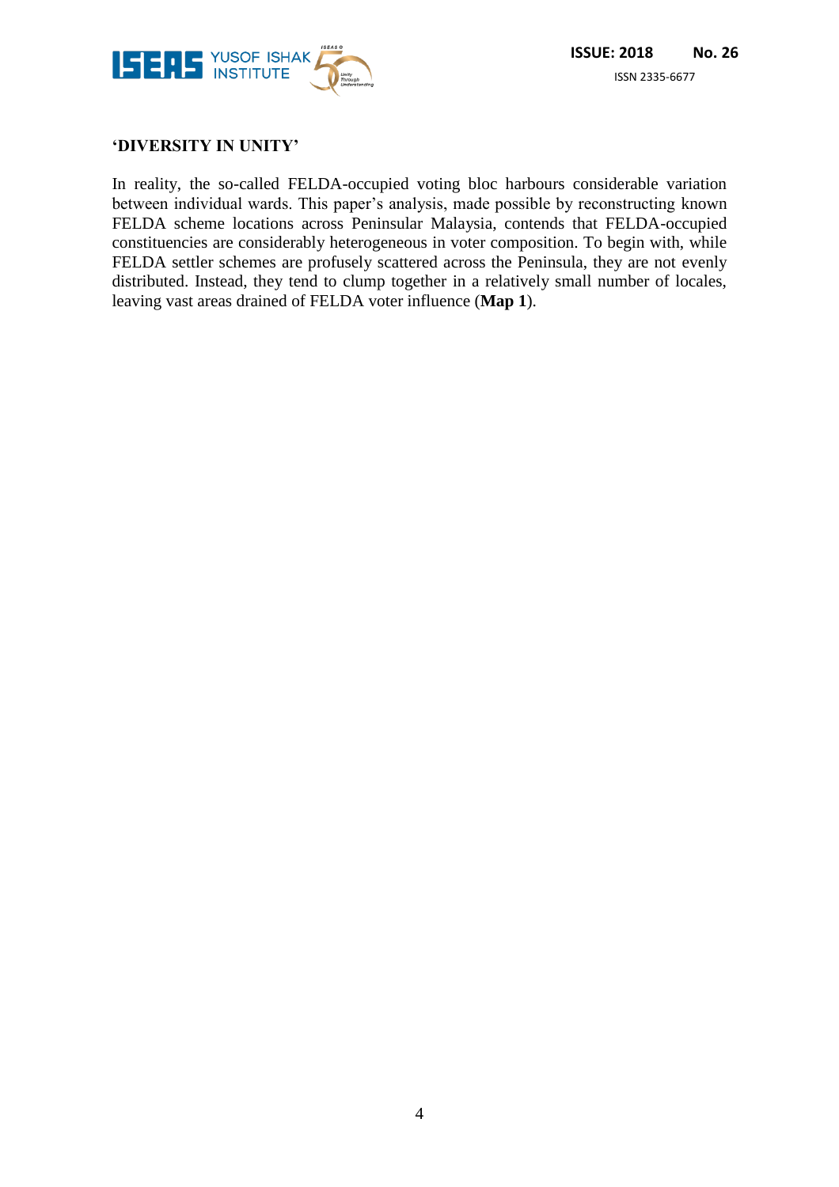## 'DIVERSITY IN UNITY'

In reality, the so-called FELDA-occupied voting bloc harbours considerable variation between individual wards. This paper's analysis, made possible by reconstructing known FELDA scheme locations across Peninsular Malaysia, contends that FELDA-occupied constituencies are considerably heterogeneous in voter composition. To begin with, while FELDA settler schemes are profusely scattered across the Peninsula, they are not evenly distributed. Instead, they tend to clump together in a relatively small number of locales, leaving vast areas drained of FELDA voter influence (**Map 1**).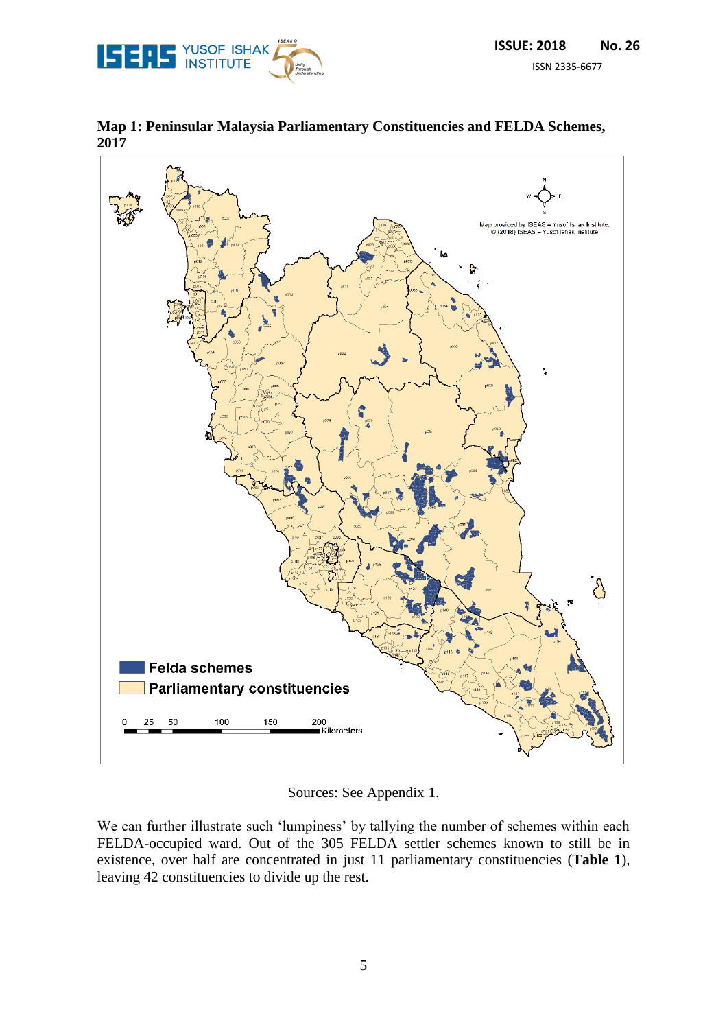**Map 1: Peninsular Malaysia Parliamentary Constituencies and FELDA Schemes, 2017**

Sources: See Appendix 1.

We can further illustrate such 'lumpiness' by tallying the number of schemes within each FELDA-occupied ward. Out of the 305 FELDA settler schemes known to still be in existence, over half are concentrated in just 11 parliamentary constituencies (**Table 1**), leaving 42 constituencies to divide up the rest.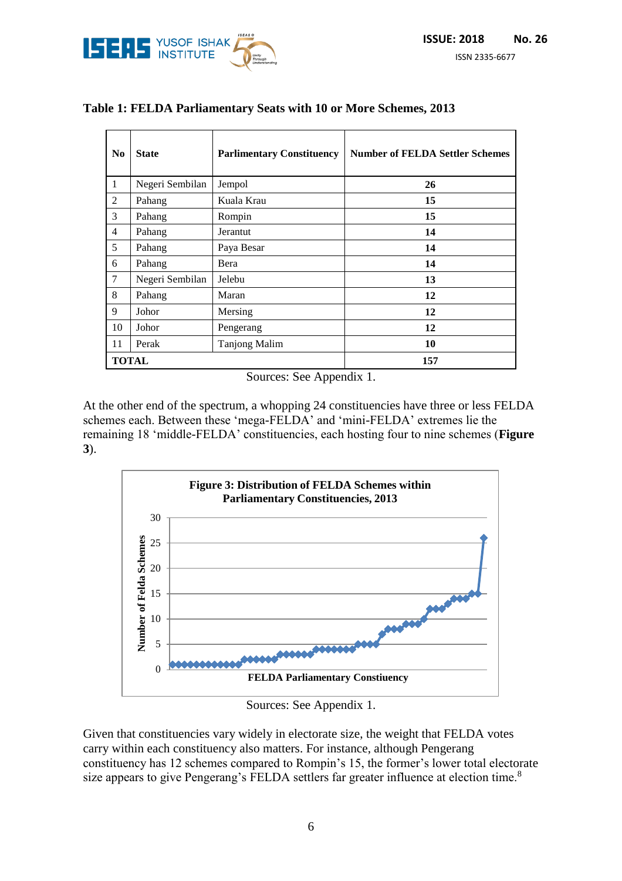**Table 1: FELDA Parliamentary Seats with 10 or More Schemes, 2013**

| No | State | Parlimentary Constituency | Number of FELDA Settler Schemes |
|---|---|---|---|
| 1 | Negeri Sembilan | Jempol | **26** |
| 2 | Pahang | Kuala Krau | **15** |
| 3 | Pahang | Rompin | **15** |
| 4 | Pahang | Jerantut | **14** |
| 5 | Pahang | Paya Besar | **14** |
| 6 | Pahang | Bera | **14** |
| 7 | Negeri Sembilan | Jelebu | **13** |
| 8 | Pahang | Maran | **12** |
| 9 | Johor | Mersing | **12** |
| 10 | Johor | Pengerang | **12** |
| 11 | Perak | Tanjong Malim | **10** |
| **TOTAL** | | | **157** |

Sources: See Appendix 1.

At the other end of the spectrum, a whopping 24 constituencies have three or less FELDA schemes each. Between these 'mega-FELDA' and 'mini-FELDA' extremes lie the remaining 18 'middle-FELDA' constituencies, each hosting four to nine schemes (**Figure 3**).

**Figure 3: Distribution of FELDA Schemes within Parliamentary Constituencies, 2013**

Sources: See Appendix 1.

Given that constituencies vary widely in electorate size, the weight that FELDA votes carry within each constituency also matters. For instance, although Pengerang constituency has 12 schemes compared to Rompin's 15, the former's lower total electorate size appears to give Pengerang's FELDA settlers far greater influence at election time.[8]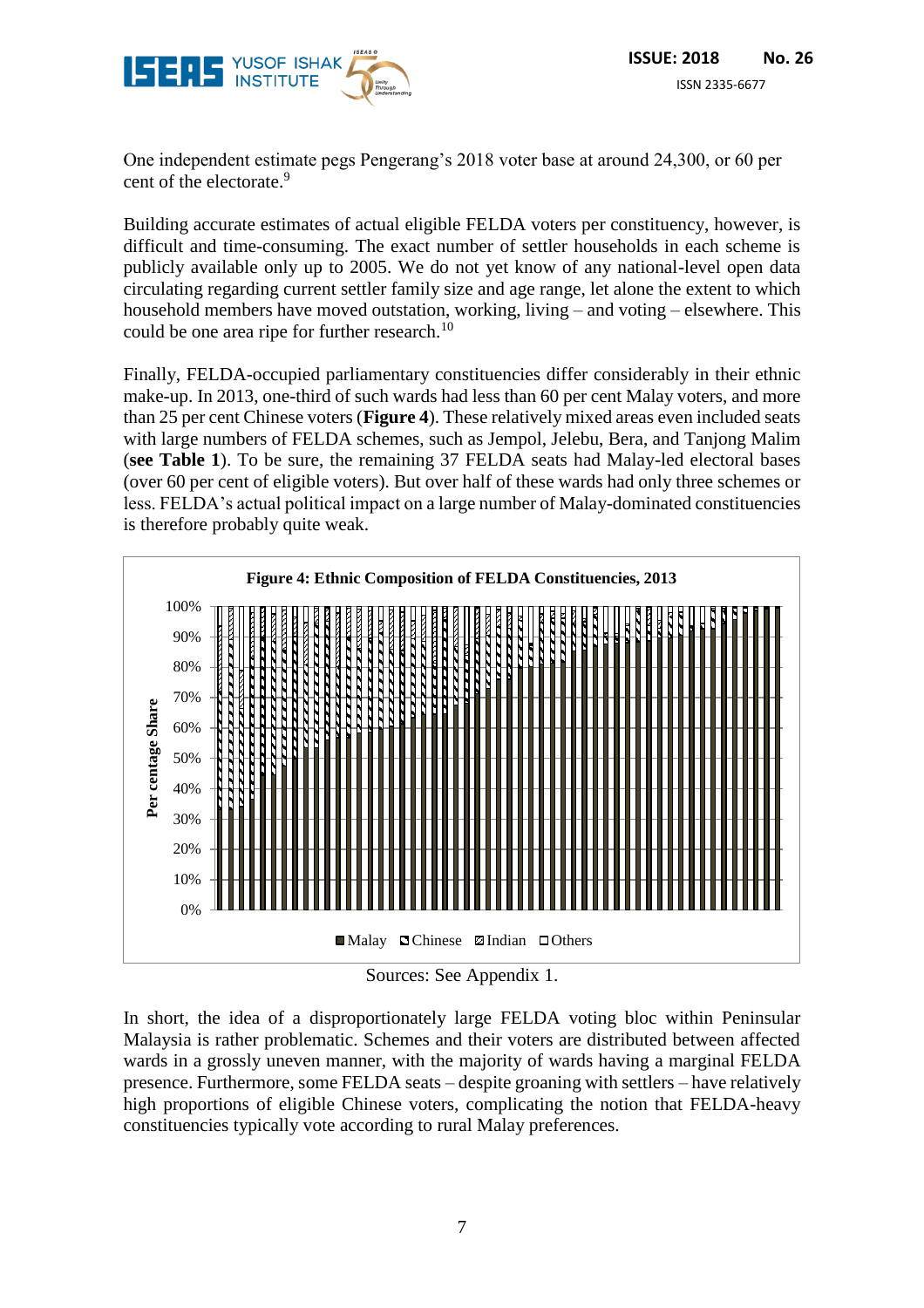One independent estimate pegs Pengerang's 2018 voter base at around 24,300, or 60 per cent of the electorate.[9]

Building accurate estimates of actual eligible FELDA voters per constituency, however, is difficult and time-consuming. The exact number of settler households in each scheme is publicly available only up to 2005. We do not yet know of any national-level open data circulating regarding current settler family size and age range, let alone the extent to which household members have moved outstation, working, living – and voting – elsewhere. This could be one area ripe for further research.[10]

Finally, FELDA-occupied parliamentary constituencies differ considerably in their ethnic make-up. In 2013, one-third of such wards had less than 60 per cent Malay voters, and more than 25 per cent Chinese voters (**Figure 4**). These relatively mixed areas even included seats with large numbers of FELDA schemes, such as Jempol, Jelebu, Bera, and Tanjong Malim (**see Table 1**). To be sure, the remaining 37 FELDA seats had Malay-led electoral bases (over 60 per cent of eligible voters). But over half of these wards had only three schemes or less. FELDA's actual political impact on a large number of Malay-dominated constituencies is therefore probably quite weak.

**Figure 4: Ethnic Composition of FELDA Constituencies, 2013**

Sources: See Appendix 1.

In short, the idea of a disproportionately large FELDA voting bloc within Peninsular Malaysia is rather problematic. Schemes and their voters are distributed between affected wards in a grossly uneven manner, with the majority of wards having a marginal FELDA presence. Furthermore, some FELDA seats – despite groaning with settlers – have relatively high proportions of eligible Chinese voters, complicating the notion that FELDA-heavy constituencies typically vote according to rural Malay preferences.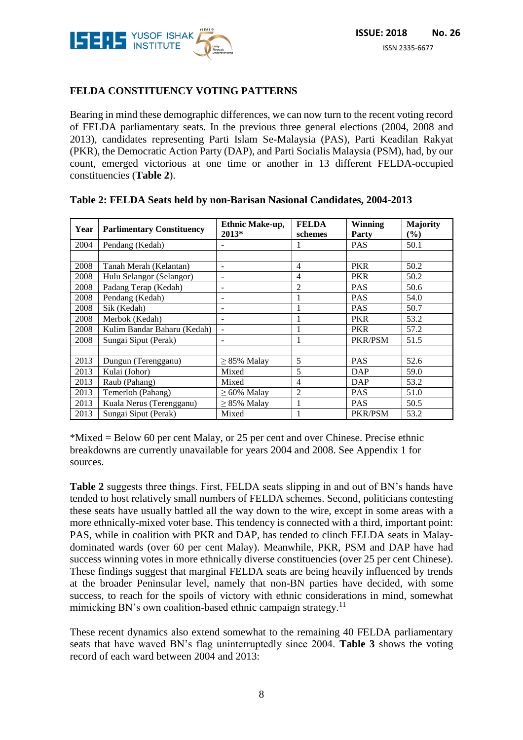## FELDA CONSTITUENCY VOTING PATTERNS

Bearing in mind these demographic differences, we can now turn to the recent voting record of FELDA parliamentary seats. In the previous three general elections (2004, 2008 and 2013), candidates representing Parti Islam Se-Malaysia (PAS), Parti Keadilan Rakyat (PKR), the Democratic Action Party (DAP), and Parti Socialis Malaysia (PSM), had, by our count, emerged victorious at one time or another in 13 different FELDA-occupied constituencies (**Table 2**).

**Table 2: FELDA Seats held by non-Barisan Nasional Candidates, 2004-2013**

| Year | Parlimentary Constituency | Ethnic Make-up, 2013* | FELDA schemes | Winning Party | Majority (%) |
|---|---|---|---|---|---|
| 2004 | Pendang (Kedah) | - | 1 | PAS | 50.1 |
| | | | | | |
| 2008 | Tanah Merah (Kelantan) | - | 4 | PKR | 50.2 |
| 2008 | Hulu Selangor (Selangor) | - | 4 | PKR | 50.2 |
| 2008 | Padang Terap (Kedah) | - | 2 | PAS | 50.6 |
| 2008 | Pendang (Kedah) | - | 1 | PAS | 54.0 |
| 2008 | Sik (Kedah) | - | 1 | PAS | 50.7 |
| 2008 | Merbok (Kedah) | - | 1 | PKR | 53.2 |
| 2008 | Kulim Bandar Baharu (Kedah) | - | 1 | PKR | 57.2 |
| 2008 | Sungai Siput (Perak) | - | 1 | PKR/PSM | 51.5 |
| | | | | | |
| 2013 | Dungun (Terengganu) | ≥ 85% Malay | 5 | PAS | 52.6 |
| 2013 | Kulai (Johor) | Mixed | 5 | DAP | 59.0 |
| 2013 | Raub (Pahang) | Mixed | 4 | DAP | 53.2 |
| 2013 | Temerloh (Pahang) | ≥ 60% Malay | 2 | PAS | 51.0 |
| 2013 | Kuala Nerus (Terengganu) | ≥ 85% Malay | 1 | PAS | 50.5 |
| 2013 | Sungai Siput (Perak) | Mixed | 1 | PKR/PSM | 53.2 |

*Mixed = Below 60 per cent Malay, or 25 per cent and over Chinese. Precise ethnic breakdowns are currently unavailable for years 2004 and 2008. See Appendix 1 for sources.

**Table 2** suggests three things. First, FELDA seats slipping in and out of BN's hands have tended to host relatively small numbers of FELDA schemes. Second, politicians contesting these seats have usually battled all the way down to the wire, except in some areas with a more ethnically-mixed voter base. This tendency is connected with a third, important point: PAS, while in coalition with PKR and DAP, has tended to clinch FELDA seats in Malay-dominated wards (over 60 per cent Malay). Meanwhile, PKR, PSM and DAP have had success winning votes in more ethnically diverse constituencies (over 25 per cent Chinese). These findings suggest that marginal FELDA seats are being heavily influenced by trends at the broader Peninsular level, namely that non-BN parties have decided, with some success, to reach for the spoils of victory with ethnic considerations in mind, somewhat mimicking BN's own coalition-based ethnic campaign strategy.[11]

These recent dynamics also extend somewhat to the remaining 40 FELDA parliamentary seats that have waved BN's flag uninterruptedly since 2004. **Table 3** shows the voting record of each ward between 2004 and 2013: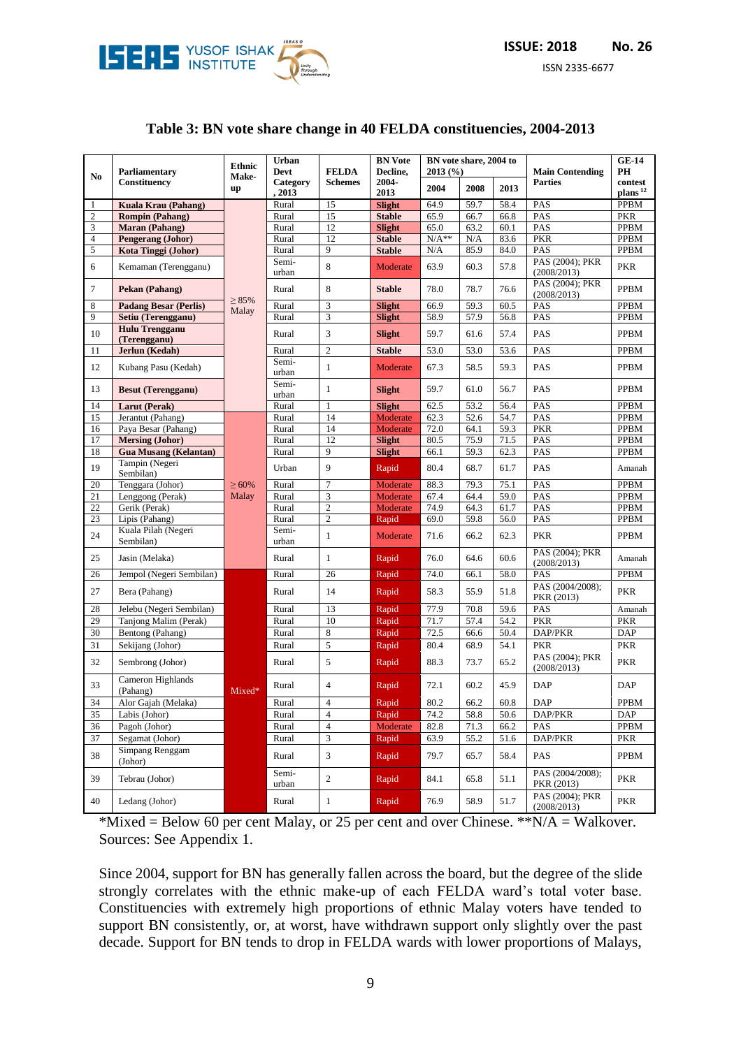## Table 3: BN vote share change in 40 FELDA constituencies, 2004-2013

| No | Parliamentary Constituency | Ethnic Make-up | Urban Devt Category, 2013 | FELDA Schemes | BN Vote Decline, 2004-2013 | BN vote share, 2004 to 2013 (%) | | | Main Contending Parties | GE-14 PH contest plans [12] |
|---|---|---|---|---|---|---|---|---|---|---|
| | | | | | | 2004 | 2008 | 2013 | | |
| 1 | **Kuala Krau (Pahang)** | ≥ 85% Malay | Rural | 15 | **Slight** | 64.9 | 59.7 | 58.4 | PAS | PPBM |
| 2 | **Rompin (Pahang)** | | Rural | 15 | **Stable** | 65.9 | 66.7 | 66.8 | PAS | PKR |
| 3 | **Maran (Pahang)** | | Rural | 12 | **Slight** | 65.0 | 63.2 | 60.1 | PAS | PPBM |
| 4 | **Pengerang (Johor)** | | Rural | 12 | **Stable** | N/A** | N/A | 83.6 | PKR | PPBM |
| 5 | **Kota Tinggi (Johor)** | | Rural | 9 | **Stable** | N/A | 85.9 | 84.0 | PAS | PPBM |
| 6 | Kemaman (Terengganu) | | Semi-urban | 8 | Moderate | 63.9 | 60.3 | 57.8 | PAS (2004); PKR (2008/2013) | PKR |
| 7 | **Pekan (Pahang)** | | Rural | 8 | **Stable** | 78.0 | 78.7 | 76.6 | PAS (2004); PKR (2008/2013) | PPBM |
| 8 | **Padang Besar (Perlis)** | | Rural | 3 | **Slight** | 66.9 | 59.3 | 60.5 | PAS | PPBM |
| 9 | **Setiu (Terengganu)** | | Rural | 3 | **Slight** | 58.9 | 57.9 | 56.8 | PAS | PPBM |
| 10 | **Hulu Trengganu (Terengganu)** | | Rural | 3 | **Slight** | 59.7 | 61.6 | 57.4 | PAS | PPBM |
| 11 | **Jerlun (Kedah)** | | Rural | 2 | **Stable** | 53.0 | 53.0 | 53.6 | PAS | PPBM |
| 12 | Kubang Pasu (Kedah) | | Semi-urban | 1 | Moderate | 67.3 | 58.5 | 59.3 | PAS | PPBM |
| 13 | **Besut (Terengganu)** | | Semi-urban | 1 | **Slight** | 59.7 | 61.0 | 56.7 | PAS | PPBM |
| 14 | **Larut (Perak)** | | Rural | 1 | **Slight** | 62.5 | 53.2 | 56.4 | PAS | PPBM |
| 15 | Jerantut (Pahang) | ≥ 60% Malay | Rural | 14 | Moderate | 62.3 | 52.6 | 54.7 | PAS | PPBM |
| 16 | Paya Besar (Pahang) | | Rural | 14 | Moderate | 72.0 | 64.1 | 59.3 | PKR | PPBM |
| 17 | **Mersing (Johor)** | | Rural | 12 | **Slight** | 80.5 | 75.9 | 71.5 | PAS | PPBM |
| 18 | **Gua Musang (Kelantan)** | | Rural | 9 | **Slight** | 66.1 | 59.3 | 62.3 | PAS | PPBM |
| 19 | Tampin (Negeri Sembilan) | | Urban | 9 | Rapid | 80.4 | 68.7 | 61.7 | PAS | Amanah |
| 20 | Tenggara (Johor) | | Rural | 7 | Moderate | 88.3 | 79.3 | 75.1 | PAS | PPBM |
| 21 | Lenggong (Perak) | | Rural | 3 | Moderate | 67.4 | 64.4 | 59.0 | PAS | PPBM |
| 22 | Gerik (Perak) | | Rural | 2 | Moderate | 74.9 | 64.3 | 61.7 | PAS | PPBM |
| 23 | Lipis (Pahang) | | Rural | 2 | Rapid | 69.0 | 59.8 | 56.0 | PAS | PPBM |
| 24 | Kuala Pilah (Negeri Sembilan) | | Semi-urban | 1 | Moderate | 71.6 | 66.2 | 62.3 | PKR | PPBM |
| 25 | Jasin (Melaka) | | Rural | 1 | Rapid | 76.0 | 64.6 | 60.6 | PAS (2004); PKR (2008/2013) | Amanah |
| 26 | Jempol (Negeri Sembilan) | Mixed* | Rural | 26 | Rapid | 74.0 | 66.1 | 58.0 | PAS | PPBM |
| 27 | Bera (Pahang) | | Rural | 14 | Rapid | 58.3 | 55.9 | 51.8 | PAS (2004/2008); PKR (2013) | PKR |
| 28 | Jelebu (Negeri Sembilan) | | Rural | 13 | Rapid | 77.9 | 70.8 | 59.6 | PAS | Amanah |
| 29 | Tanjong Malim (Perak) | | Rural | 10 | Rapid | 71.7 | 57.4 | 54.2 | PKR | PKR |
| 30 | Bentong (Pahang) | | Rural | 8 | Rapid | 72.5 | 66.6 | 50.4 | DAP/PKR | DAP |
| 31 | Sekijang (Johor) | | Rural | 5 | Rapid | 80.4 | 68.9 | 54.1 | PKR | PKR |
| 32 | Sembrong (Johor) | | Rural | 5 | Rapid | 88.3 | 73.7 | 65.2 | PAS (2004); PKR (2008/2013) | PKR |
| 33 | Cameron Highlands (Pahang) | | Rural | 4 | Rapid | 72.1 | 60.2 | 45.9 | DAP | DAP |
| 34 | Alor Gajah (Melaka) | | Rural | 4 | Rapid | 80.2 | 66.2 | 60.8 | DAP | PPBM |
| 35 | Labis (Johor) | | Rural | 4 | Rapid | 74.2 | 58.8 | 50.6 | DAP/PKR | DAP |
| 36 | Pagoh (Johor) | | Rural | 4 | Moderate | 82.8 | 71.3 | 66.2 | PAS | PPBM |
| 37 | Segamat (Johor) | | Rural | 3 | Rapid | 63.9 | 55.2 | 51.6 | DAP/PKR | PKR |
| 38 | Simpang Renggam (Johor) | | Rural | 3 | Rapid | 79.7 | 65.7 | 58.4 | PAS | PPBM |
| 39 | Tebrau (Johor) | | Semi-urban | 2 | Rapid | 84.1 | 65.8 | 51.1 | PAS (2004/2008); PKR (2013) | PKR |
| 40 | Ledang (Johor) | | Rural | 1 | Rapid | 76.9 | 58.9 | 51.7 | PAS (2004); PKR (2008/2013) | PKR |

*Mixed = Below 60 per cent Malay, or 25 per cent and over Chinese. **N/A = Walkover.
Sources: See Appendix 1.

Since 2004, support for BN has generally fallen across the board, but the degree of the slide strongly correlates with the ethnic make-up of each FELDA ward's total voter base. Constituencies with extremely high proportions of ethnic Malay voters have tended to support BN consistently, or, at worst, have withdrawn support only slightly over the past decade. Support for BN tends to drop in FELDA wards with lower proportions of Malays,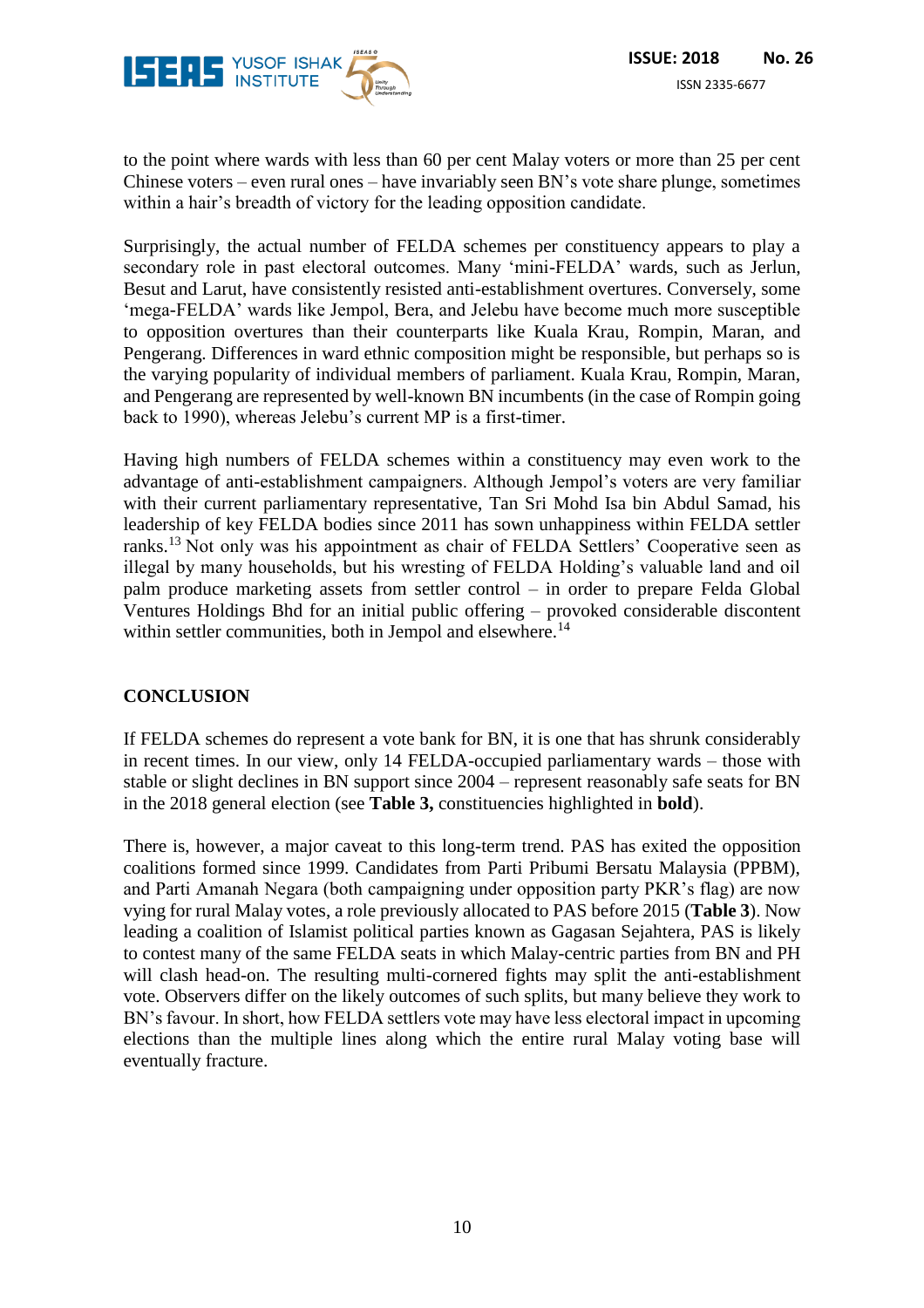to the point where wards with less than 60 per cent Malay voters or more than 25 per cent Chinese voters – even rural ones – have invariably seen BN's vote share plunge, sometimes within a hair's breadth of victory for the leading opposition candidate.

Surprisingly, the actual number of FELDA schemes per constituency appears to play a secondary role in past electoral outcomes. Many 'mini-FELDA' wards, such as Jerlun, Besut and Larut, have consistently resisted anti-establishment overtures. Conversely, some 'mega-FELDA' wards like Jempol, Bera, and Jelebu have become much more susceptible to opposition overtures than their counterparts like Kuala Krau, Rompin, Maran, and Pengerang. Differences in ward ethnic composition might be responsible, but perhaps so is the varying popularity of individual members of parliament. Kuala Krau, Rompin, Maran, and Pengerang are represented by well-known BN incumbents (in the case of Rompin going back to 1990), whereas Jelebu's current MP is a first-timer.

Having high numbers of FELDA schemes within a constituency may even work to the advantage of anti-establishment campaigners. Although Jempol's voters are very familiar with their current parliamentary representative, Tan Sri Mohd Isa bin Abdul Samad, his leadership of key FELDA bodies since 2011 has sown unhappiness within FELDA settler ranks.[13] Not only was his appointment as chair of FELDA Settlers' Cooperative seen as illegal by many households, but his wresting of FELDA Holding's valuable land and oil palm produce marketing assets from settler control – in order to prepare Felda Global Ventures Holdings Bhd for an initial public offering – provoked considerable discontent within settler communities, both in Jempol and elsewhere.[14]

## CONCLUSION

If FELDA schemes do represent a vote bank for BN, it is one that has shrunk considerably in recent times. In our view, only 14 FELDA-occupied parliamentary wards – those with stable or slight declines in BN support since 2004 – represent reasonably safe seats for BN in the 2018 general election (see **Table 3,** constituencies highlighted in **bold**).

There is, however, a major caveat to this long-term trend. PAS has exited the opposition coalitions formed since 1999. Candidates from Parti Pribumi Bersatu Malaysia (PPBM), and Parti Amanah Negara (both campaigning under opposition party PKR's flag) are now vying for rural Malay votes, a role previously allocated to PAS before 2015 (**Table 3**). Now leading a coalition of Islamist political parties known as Gagasan Sejahtera, PAS is likely to contest many of the same FELDA seats in which Malay-centric parties from BN and PH will clash head-on. The resulting multi-cornered fights may split the anti-establishment vote. Observers differ on the likely outcomes of such splits, but many believe they work to BN's favour. In short, how FELDA settlers vote may have less electoral impact in upcoming elections than the multiple lines along which the entire rural Malay voting base will eventually fracture.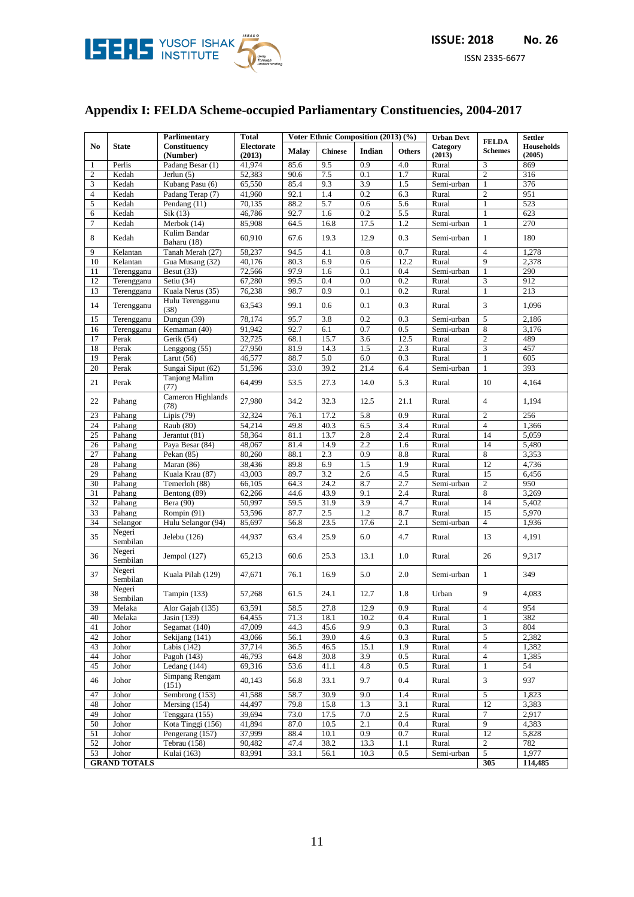# Appendix I: FELDA Scheme-occupied Parliamentary Constituencies, 2004-2017

| No | State | Parlimentary Constituency (Number) | Total Electorate (2013) | Voter Ethnic Composition (2013) (%) | | | | Urban Devt Category (2013) | FELDA Schemes | Settler Households (2005) |
|---|---|---|---|---|---|---|---|---|---|---|
| | | | | Malay | Chinese | Indian | Others | | | |
| 1 | Perlis | Padang Besar (1) | 41,974 | 85.6 | 9.5 | 0.9 | 4.0 | Rural | 3 | 869 |
| 2 | Kedah | Jerlun (5) | 52,383 | 90.6 | 7.5 | 0.1 | 1.7 | Rural | 2 | 316 |
| 3 | Kedah | Kubang Pasu (6) | 65,550 | 85.4 | 9.3 | 3.9 | 1.5 | Semi-urban | 1 | 376 |
| 4 | Kedah | Padang Terap (7) | 41,960 | 92.1 | 1.4 | 0.2 | 6.3 | Rural | 2 | 951 |
| 5 | Kedah | Pendang (11) | 70,135 | 88.2 | 5.7 | 0.6 | 5.6 | Rural | 1 | 523 |
| 6 | Kedah | Sik (13) | 46,786 | 92.7 | 1.6 | 0.2 | 5.5 | Rural | 1 | 623 |
| 7 | Kedah | Merbok (14) | 85,908 | 64.5 | 16.8 | 17.5 | 1.2 | Semi-urban | 1 | 270 |
| 8 | Kedah | Kulim Bandar Baharu (18) | 60,910 | 67.6 | 19.3 | 12.9 | 0.3 | Semi-urban | 1 | 180 |
| 9 | Kelantan | Tanah Merah (27) | 58,237 | 94.5 | 4.1 | 0.8 | 0.7 | Rural | 4 | 1,278 |
| 10 | Kelantan | Gua Musang (32) | 40,176 | 80.3 | 6.9 | 0.6 | 12.2 | Rural | 9 | 2,378 |
| 11 | Terengganu | Besut (33) | 72,566 | 97.9 | 1.6 | 0.1 | 0.4 | Semi-urban | 1 | 290 |
| 12 | Terengganu | Setiu (34) | 67,280 | 99.5 | 0.4 | 0.0 | 0.2 | Rural | 3 | 912 |
| 13 | Terengganu | Kuala Nerus (35) | 76,238 | 98.7 | 0.9 | 0.1 | 0.2 | Rural | 1 | 213 |
| 14 | Terengganu | Hulu Terengganu (38) | 63,543 | 99.1 | 0.6 | 0.1 | 0.3 | Rural | 3 | 1,096 |
| 15 | Terengganu | Dungun (39) | 78,174 | 95.7 | 3.8 | 0.2 | 0.3 | Semi-urban | 5 | 2,186 |
| 16 | Terengganu | Kemaman (40) | 91,942 | 92.7 | 6.1 | 0.7 | 0.5 | Semi-urban | 8 | 3,176 |
| 17 | Perak | Gerik (54) | 32,725 | 68.1 | 15.7 | 3.6 | 12.5 | Rural | 2 | 489 |
| 18 | Perak | Lenggong (55) | 27,950 | 81.9 | 14.3 | 1.5 | 2.3 | Rural | 3 | 457 |
| 19 | Perak | Larut (56) | 46,577 | 88.7 | 5.0 | 6.0 | 0.3 | Rural | 1 | 605 |
| 20 | Perak | Sungai Siput (62) | 51,596 | 33.0 | 39.2 | 21.4 | 6.4 | Semi-urban | 1 | 393 |
| 21 | Perak | Tanjong Malim (77) | 64,499 | 53.5 | 27.3 | 14.0 | 5.3 | Rural | 10 | 4,164 |
| 22 | Pahang | Cameron Highlands (78) | 27,980 | 34.2 | 32.3 | 12.5 | 21.1 | Rural | 4 | 1,194 |
| 23 | Pahang | Lipis (79) | 32,324 | 76.1 | 17.2 | 5.8 | 0.9 | Rural | 2 | 256 |
| 24 | Pahang | Raub (80) | 54,214 | 49.8 | 40.3 | 6.5 | 3.4 | Rural | 4 | 1,366 |
| 25 | Pahang | Jerantut (81) | 58,364 | 81.1 | 13.7 | 2.8 | 2.4 | Rural | 14 | 5,059 |
| 26 | Pahang | Paya Besar (84) | 48,067 | 81.4 | 14.9 | 2.2 | 1.6 | Rural | 14 | 5,480 |
| 27 | Pahang | Pekan (85) | 80,260 | 88.1 | 2.3 | 0.9 | 8.8 | Rural | 8 | 3,353 |
| 28 | Pahang | Maran (86) | 38,436 | 89.8 | 6.9 | 1.5 | 1.9 | Rural | 12 | 4,736 |
| 29 | Pahang | Kuala Krau (87) | 43,003 | 89.7 | 3.2 | 2.6 | 4.5 | Rural | 15 | 6,456 |
| 30 | Pahang | Temerloh (88) | 66,105 | 64.3 | 24.2 | 8.7 | 2.7 | Semi-urban | 2 | 950 |
| 31 | Pahang | Bentong (89) | 62,266 | 44.6 | 43.9 | 9.1 | 2.4 | Rural | 8 | 3,269 |
| 32 | Pahang | Bera (90) | 50,997 | 59.5 | 31.9 | 3.9 | 4.7 | Rural | 14 | 5,402 |
| 33 | Pahang | Rompin (91) | 53,596 | 87.7 | 2.5 | 1.2 | 8.7 | Rural | 15 | 5,970 |
| 34 | Selangor | Hulu Selangor (94) | 85,697 | 56.8 | 23.5 | 17.6 | 2.1 | Semi-urban | 4 | 1,936 |
| 35 | Negeri Sembilan | Jelebu (126) | 44,937 | 63.4 | 25.9 | 6.0 | 4.7 | Rural | 13 | 4,191 |
| 36 | Negeri Sembilan | Jempol (127) | 65,213 | 60.6 | 25.3 | 13.1 | 1.0 | Rural | 26 | 9,317 |
| 37 | Negeri Sembilan | Kuala Pilah (129) | 47,671 | 76.1 | 16.9 | 5.0 | 2.0 | Semi-urban | 1 | 349 |
| 38 | Negeri Sembilan | Tampin (133) | 57,268 | 61.5 | 24.1 | 12.7 | 1.8 | Urban | 9 | 4,083 |
| 39 | Melaka | Alor Gajah (135) | 63,591 | 58.5 | 27.8 | 12.9 | 0.9 | Rural | 4 | 954 |
| 40 | Melaka | Jasin (139) | 64,455 | 71.3 | 18.1 | 10.2 | 0.4 | Rural | 1 | 382 |
| 41 | Johor | Segamat (140) | 47,009 | 44.3 | 45.6 | 9.9 | 0.3 | Rural | 3 | 804 |
| 42 | Johor | Sekijang (141) | 43,066 | 56.1 | 39.0 | 4.6 | 0.3 | Rural | 5 | 2,382 |
| 43 | Johor | Labis (142) | 37,714 | 36.5 | 46.5 | 15.1 | 1.9 | Rural | 4 | 1,382 |
| 44 | Johor | Pagoh (143) | 46,793 | 64.8 | 30.8 | 3.9 | 0.5 | Rural | 4 | 1,385 |
| 45 | Johor | Ledang (144) | 69,316 | 53.6 | 41.1 | 4.8 | 0.5 | Rural | 1 | 54 |
| 46 | Johor | Simpang Rengam (151) | 40,143 | 56.8 | 33.1 | 9.7 | 0.4 | Rural | 3 | 937 |
| 47 | Johor | Sembrong (153) | 41,588 | 58.7 | 30.9 | 9.0 | 1.4 | Rural | 5 | 1,823 |
| 48 | Johor | Mersing (154) | 44,497 | 79.8 | 15.8 | 1.3 | 3.1 | Rural | 12 | 3,383 |
| 49 | Johor | Tenggara (155) | 39,694 | 73.0 | 17.5 | 7.0 | 2.5 | Rural | 7 | 2,917 |
| 50 | Johor | Kota Tinggi (156) | 41,894 | 87.0 | 10.5 | 2.1 | 0.4 | Rural | 9 | 4,383 |
| 51 | Johor | Pengerang (157) | 37,999 | 88.4 | 10.1 | 0.9 | 0.7 | Rural | 12 | 5,828 |
| 52 | Johor | Tebrau (158) | 90,482 | 47.4 | 38.2 | 13.3 | 1.1 | Rural | 2 | 782 |
| 53 | Johor | Kulai (163) | 83,991 | 33.1 | 56.1 | 10.3 | 0.5 | Semi-urban | 5 | 1,977 |
| **GRAND TOTALS** | | | | | | | | | **305** | **114,485** |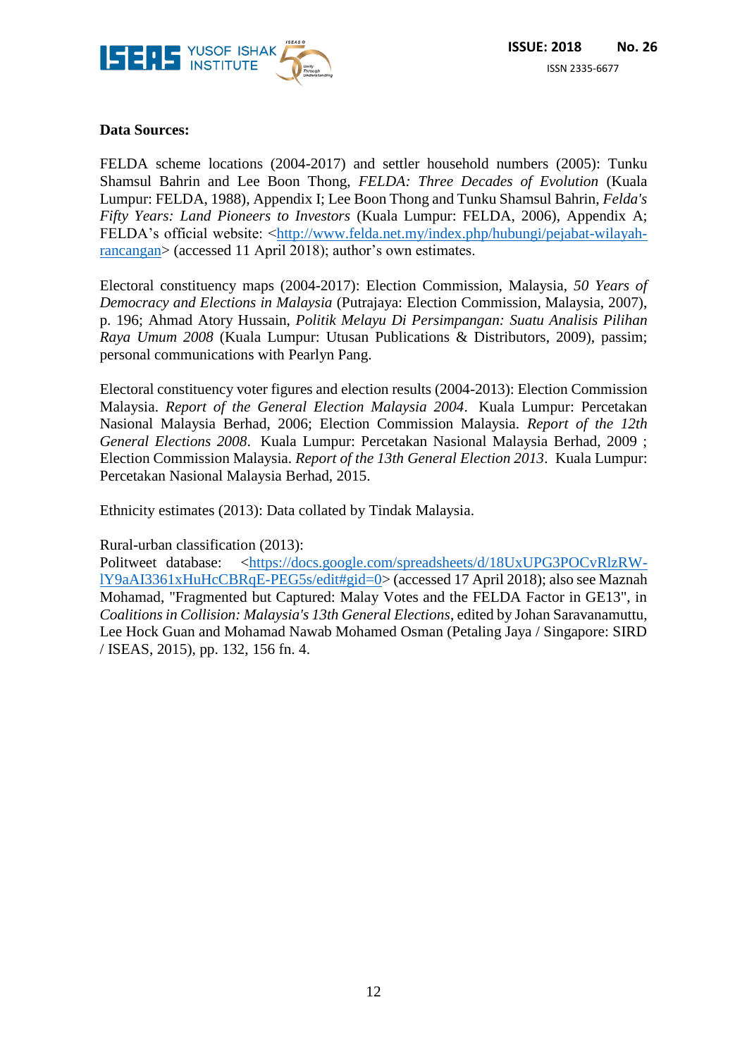**Data Sources:**

FELDA scheme locations (2004-2017) and settler household numbers (2005): Tunku Shamsul Bahrin and Lee Boon Thong, *FELDA: Three Decades of Evolution* (Kuala Lumpur: FELDA, 1988), Appendix I; Lee Boon Thong and Tunku Shamsul Bahrin, *Felda's Fifty Years: Land Pioneers to Investors* (Kuala Lumpur: FELDA, 2006), Appendix A; FELDA's official website: <http://www.felda.net.my/index.php/hubungi/pejabat-wilayah-rancangan> (accessed 11 April 2018); author's own estimates.

Electoral constituency maps (2004-2017): Election Commission, Malaysia, *50 Years of Democracy and Elections in Malaysia* (Putrajaya: Election Commission, Malaysia, 2007), p. 196; Ahmad Atory Hussain, *Politik Melayu Di Persimpangan: Suatu Analisis Pilihan Raya Umum 2008* (Kuala Lumpur: Utusan Publications & Distributors, 2009), passim; personal communications with Pearlyn Pang.

Electoral constituency voter figures and election results (2004-2013): Election Commission Malaysia. *Report of the General Election Malaysia 2004*. Kuala Lumpur: Percetakan Nasional Malaysia Berhad, 2006; Election Commission Malaysia. *Report of the 12th General Elections 2008*. Kuala Lumpur: Percetakan Nasional Malaysia Berhad, 2009 ; Election Commission Malaysia. *Report of the 13th General Election 2013*. Kuala Lumpur: Percetakan Nasional Malaysia Berhad, 2015.

Ethnicity estimates (2013): Data collated by Tindak Malaysia.

Rural-urban classification (2013):
Politweet database: <https://docs.google.com/spreadsheets/d/18UxUPG3POCvRlzRW-lY9aAI3361xHuHcCBRqE-PEG5s/edit#gid=0> (accessed 17 April 2018); also see Maznah Mohamad, "Fragmented but Captured: Malay Votes and the FELDA Factor in GE13", in *Coalitions in Collision: Malaysia's 13th General Elections*, edited by Johan Saravanamuttu, Lee Hock Guan and Mohamad Nawab Mohamed Osman (Petaling Jaya / Singapore: SIRD / ISEAS, 2015), pp. 132, 156 fn. 4.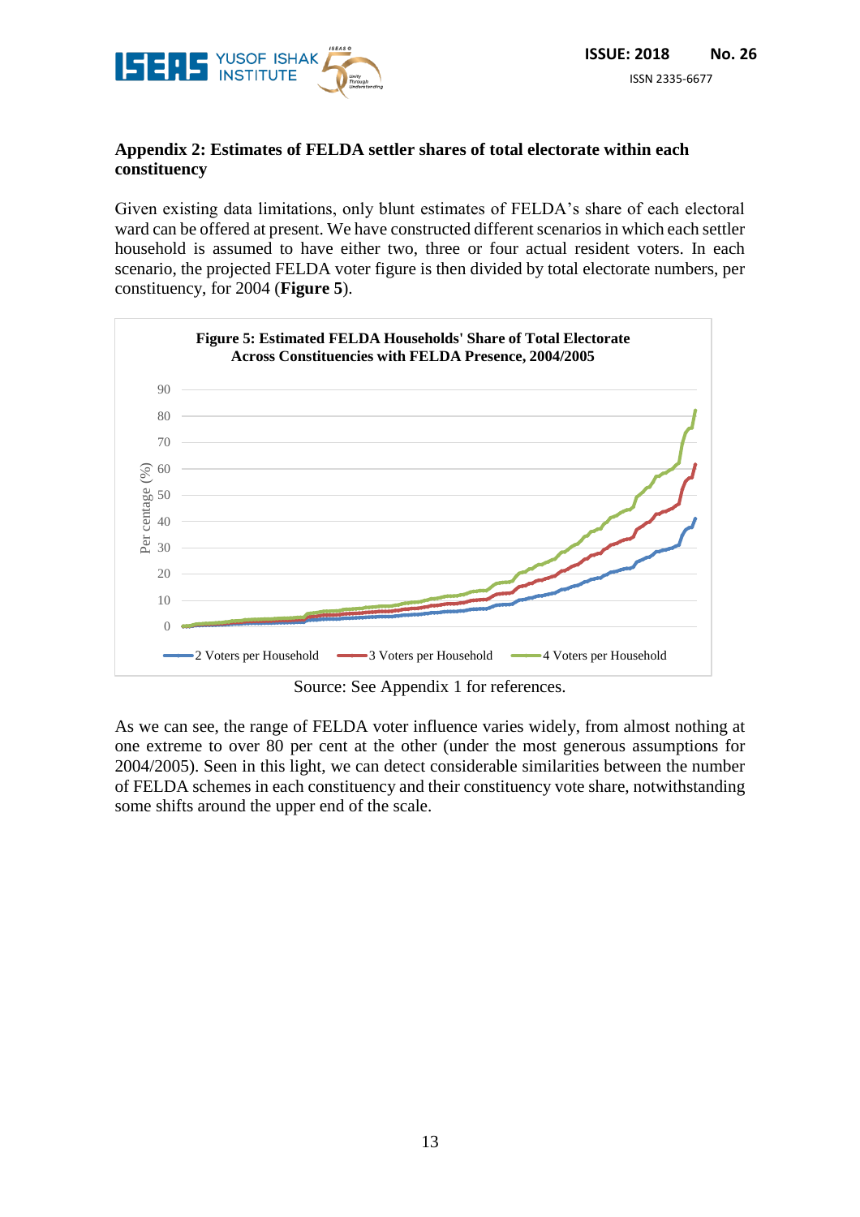## Appendix 2: Estimates of FELDA settler shares of total electorate within each constituency

Given existing data limitations, only blunt estimates of FELDA's share of each electoral ward can be offered at present. We have constructed different scenarios in which each settler household is assumed to have either two, three or four actual resident voters. In each scenario, the projected FELDA voter figure is then divided by total electorate numbers, per constituency, for 2004 (**Figure 5**).

**Figure 5: Estimated FELDA Households' Share of Total Electorate Across Constituencies with FELDA Presence, 2004/2005**

Source: See Appendix 1 for references.

As we can see, the range of FELDA voter influence varies widely, from almost nothing at one extreme to over 80 per cent at the other (under the most generous assumptions for 2004/2005). Seen in this light, we can detect considerable similarities between the number of FELDA schemes in each constituency and their constituency vote share, notwithstanding some shifts around the upper end of the scale.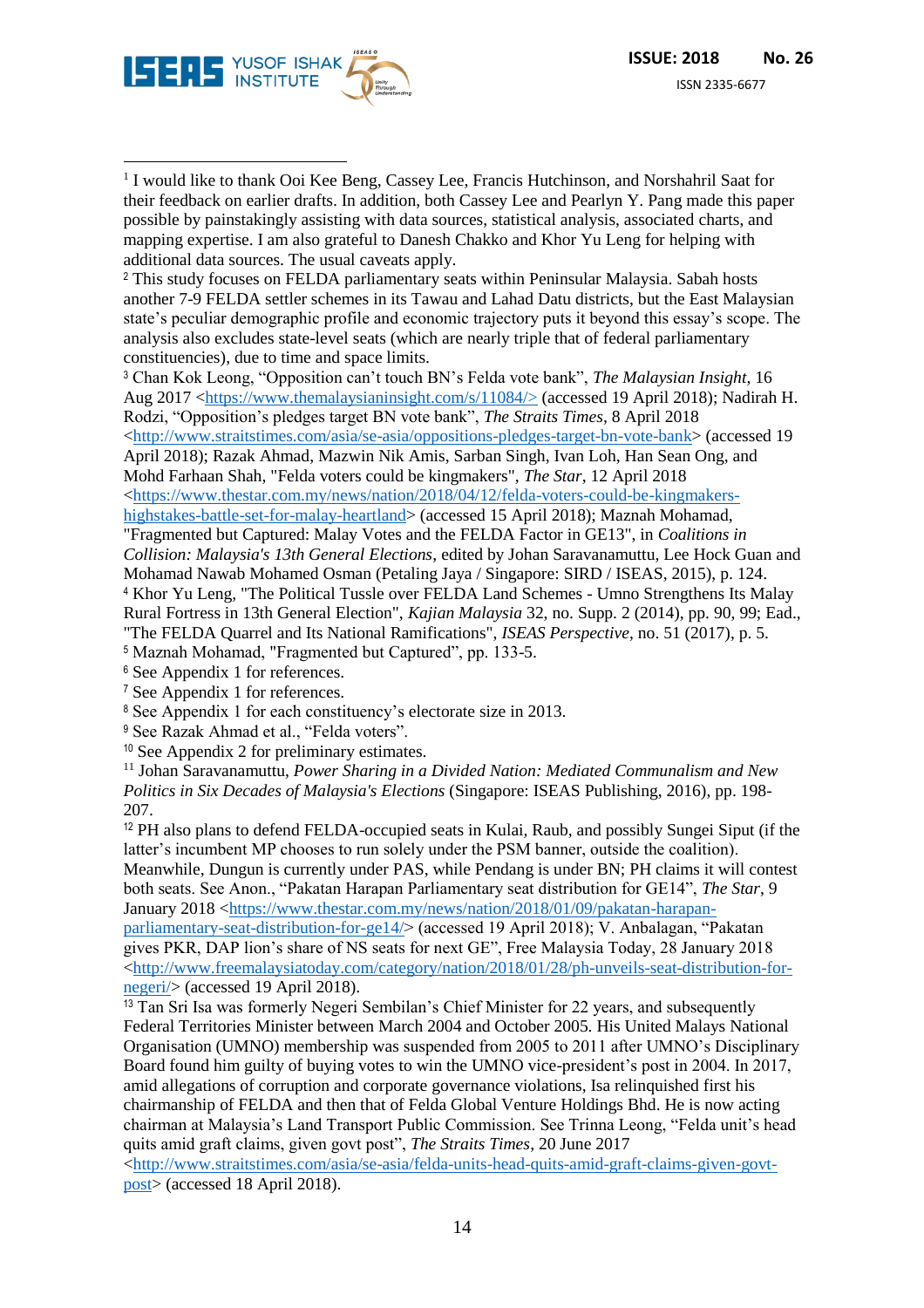[1] I would like to thank Ooi Kee Beng, Cassey Lee, Francis Hutchinson, and Norshahril Saat for their feedback on earlier drafts. In addition, both Cassey Lee and Pearlyn Y. Pang made this paper possible by painstakingly assisting with data sources, statistical analysis, associated charts, and mapping expertise. I am also grateful to Danesh Chakko and Khor Yu Leng for helping with additional data sources. The usual caveats apply.

[2] This study focuses on FELDA parliamentary seats within Peninsular Malaysia. Sabah hosts another 7-9 FELDA settler schemes in its Tawau and Lahad Datu districts, but the East Malaysian state's peculiar demographic profile and economic trajectory puts it beyond this essay's scope. The analysis also excludes state-level seats (which are nearly triple that of federal parliamentary constituencies), due to time and space limits.

[3] Chan Kok Leong, "Opposition can't touch BN's Felda vote bank", *The Malaysian Insight*, 16 Aug 2017 <https://www.themalaysianinsight.com/s/11084/> (accessed 19 April 2018); Nadirah H. Rodzi, "Opposition's pledges target BN vote bank", *The Straits Times*, 8 April 2018 <http://www.straitstimes.com/asia/se-asia/oppositions-pledges-target-bn-vote-bank> (accessed 19 April 2018); Razak Ahmad, Mazwin Nik Amis, Sarban Singh, Ivan Loh, Han Sean Ong, and Mohd Farhaan Shah, "Felda voters could be kingmakers", *The Star*, 12 April 2018 <https://www.thestar.com.my/news/nation/2018/04/12/felda-voters-could-be-kingmakers-highstakes-battle-set-for-malay-heartland> (accessed 15 April 2018); Maznah Mohamad, "Fragmented but Captured: Malay Votes and the FELDA Factor in GE13", in *Coalitions in Collision: Malaysia's 13th General Elections*, edited by Johan Saravanamuttu, Lee Hock Guan and Mohamad Nawab Mohamed Osman (Petaling Jaya / Singapore: SIRD / ISEAS, 2015), p. 124.

[4] Khor Yu Leng, "The Political Tussle over FELDA Land Schemes - Umno Strengthens Its Malay Rural Fortress in 13th General Election", *Kajian Malaysia* 32, no. Supp. 2 (2014), pp. 90, 99; Ead., "The FELDA Quarrel and Its National Ramifications", *ISEAS Perspective*, no. 51 (2017), p. 5.

[5] Maznah Mohamad, "Fragmented but Captured", pp. 133-5.

[6] See Appendix 1 for references.

[7] See Appendix 1 for references.

[8] See Appendix 1 for each constituency's electorate size in 2013.

[9] See Razak Ahmad et al., "Felda voters".

[10] See Appendix 2 for preliminary estimates.

[11] Johan Saravanamuttu, *Power Sharing in a Divided Nation: Mediated Communalism and New Politics in Six Decades of Malaysia's Elections* (Singapore: ISEAS Publishing, 2016), pp. 198-207.

[12] PH also plans to defend FELDA-occupied seats in Kulai, Raub, and possibly Sungei Siput (if the latter's incumbent MP chooses to run solely under the PSM banner, outside the coalition). Meanwhile, Dungun is currently under PAS, while Pendang is under BN; PH claims it will contest both seats. See Anon., "Pakatan Harapan Parliamentary seat distribution for GE14", *The Star*, 9 January 2018 <https://www.thestar.com.my/news/nation/2018/01/09/pakatan-harapan-parliamentary-seat-distribution-for-ge14/> (accessed 19 April 2018); V. Anbalagan, "Pakatan gives PKR, DAP lion's share of NS seats for next GE", Free Malaysia Today, 28 January 2018 <http://www.freemalaysiatoday.com/category/nation/2018/01/28/ph-unveils-seat-distribution-for-negeri/> (accessed 19 April 2018).

[13] Tan Sri Isa was formerly Negeri Sembilan's Chief Minister for 22 years, and subsequently Federal Territories Minister between March 2004 and October 2005. His United Malays National Organisation (UMNO) membership was suspended from 2005 to 2011 after UMNO's Disciplinary Board found him guilty of buying votes to win the UMNO vice-president's post in 2004. In 2017, amid allegations of corruption and corporate governance violations, Isa relinquished first his chairmanship of FELDA and then that of Felda Global Venture Holdings Bhd. He is now acting chairman at Malaysia's Land Transport Public Commission. See Trinna Leong, "Felda unit's head quits amid graft claims, given govt post", *The Straits Times*, 20 June 2017 <http://www.straitstimes.com/asia/se-asia/felda-units-head-quits-amid-graft-claims-given-govt-post> (accessed 18 April 2018).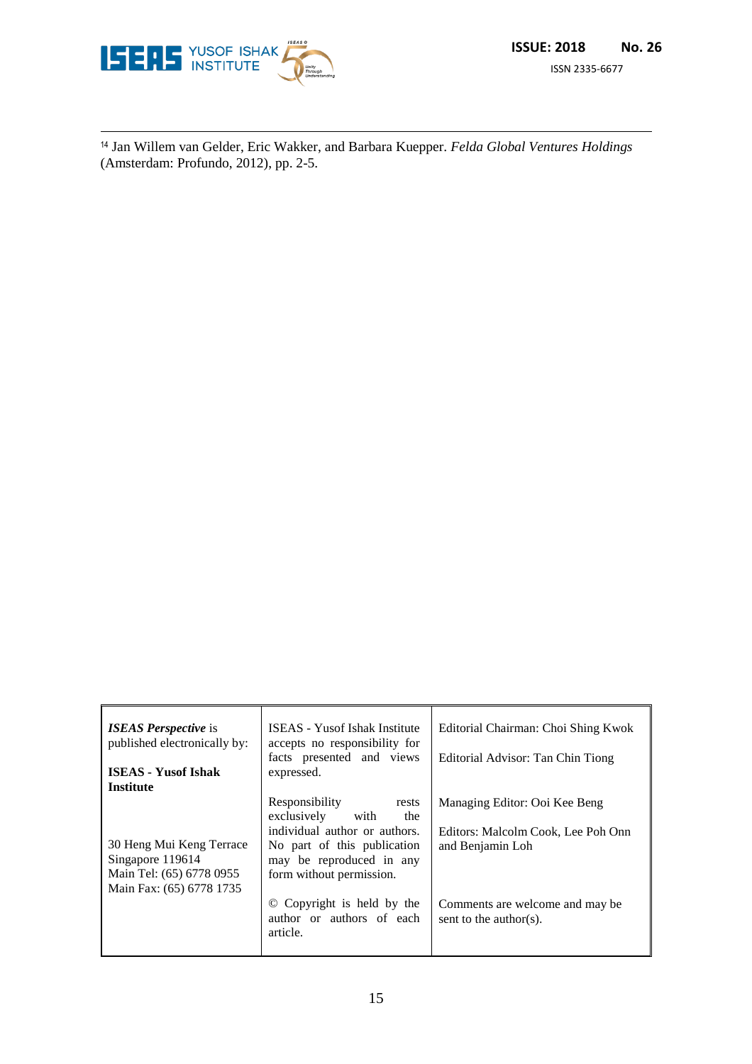[14] Jan Willem van Gelder, Eric Wakker, and Barbara Kuepper. *Felda Global Ventures Holdings* (Amsterdam: Profundo, 2012), pp. 2-5.

| | | |
|---|---|---|
| ***ISEAS Perspective*** is published electronically by:<br><br>**ISEAS - Yusof Ishak Institute**<br><br>30 Heng Mui Keng Terrace<br>Singapore 119614<br>Main Tel: (65) 6778 0955<br>Main Fax: (65) 6778 1735 | ISEAS - Yusof Ishak Institute accepts no responsibility for facts presented and views expressed.<br><br>Responsibility rests exclusively with the individual author or authors. No part of this publication may be reproduced in any form without permission.<br><br>© Copyright is held by the author or authors of each article. | Editorial Chairman: Choi Shing Kwok<br><br>Editorial Advisor: Tan Chin Tiong<br><br>Managing Editor: Ooi Kee Beng<br><br>Editors: Malcolm Cook, Lee Poh Onn and Benjamin Loh<br><br>Comments are welcome and may be sent to the author(s). |